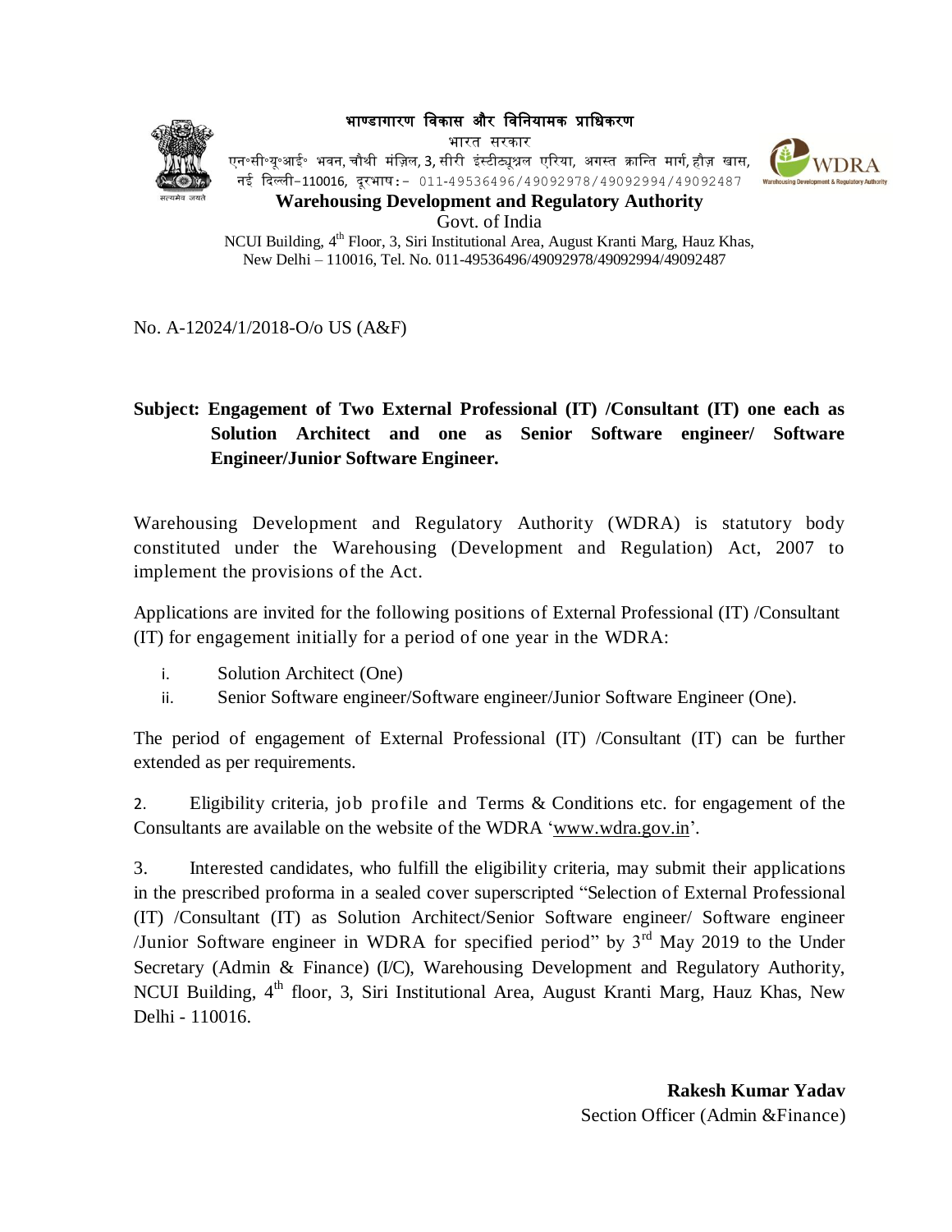**भाण्डागारण विकास और विनियामक प्राधिकरण**

भारत सरकार

एन॰सी॰यू॰आई॰ भवन, चौथी मंज़िल, 3, सीरी इंस्टीट्यूश्नल एरिया, अगस्त क्रान्ति मार्ग, हौज़ खास, नई दिल्ली–110016, दूरभाष:- 011-49536496/49092978/49092994/49092487

**Warehousing Development and Regulatory Authority**

Govt. of India

NCUI Building, 4th Floor, 3, Siri Institutional Area, August Kranti Marg, Hauz Khas, New Delhi – 110016, Tel. No. 011-49536496/49092978/49092994/49092487

No. A-12024/1/2018-O/o US (A&F)

**Subject: Engagement of Two External Professional (IT) /Consultant (IT) one each as Solution Architect and one as Senior Software engineer/ Software Engineer/Junior Software Engineer.**

Warehousing Development and Regulatory Authority (WDRA) is statutory body constituted under the Warehousing (Development and Regulation) Act, 2007 to implement the provisions of the Act.

Applications are invited for the following positions of External Professional (IT) /Consultant (IT) for engagement initially for a period of one year in the WDRA:

i. Solution Architect (One)
ii. Senior Software engineer/Software engineer/Junior Software Engineer (One).

The period of engagement of External Professional (IT) /Consultant (IT) can be further extended as per requirements.

2. Eligibility criteria, job profile and Terms & Conditions etc. for engagement of the Consultants are available on the website of the WDRA 'www.wdra.gov.in'.

3. Interested candidates, who fulfill the eligibility criteria, may submit their applications in the prescribed proforma in a sealed cover superscripted "Selection of External Professional (IT) /Consultant (IT) as Solution Architect/Senior Software engineer/ Software engineer /Junior Software engineer in WDRA for specified period" by 3rd May 2019 to the Under Secretary (Admin & Finance) (I/C), Warehousing Development and Regulatory Authority, NCUI Building, 4th floor, 3, Siri Institutional Area, August Kranti Marg, Hauz Khas, New Delhi - 110016.

**Rakesh Kumar Yadav**
Section Officer (Admin &Finance)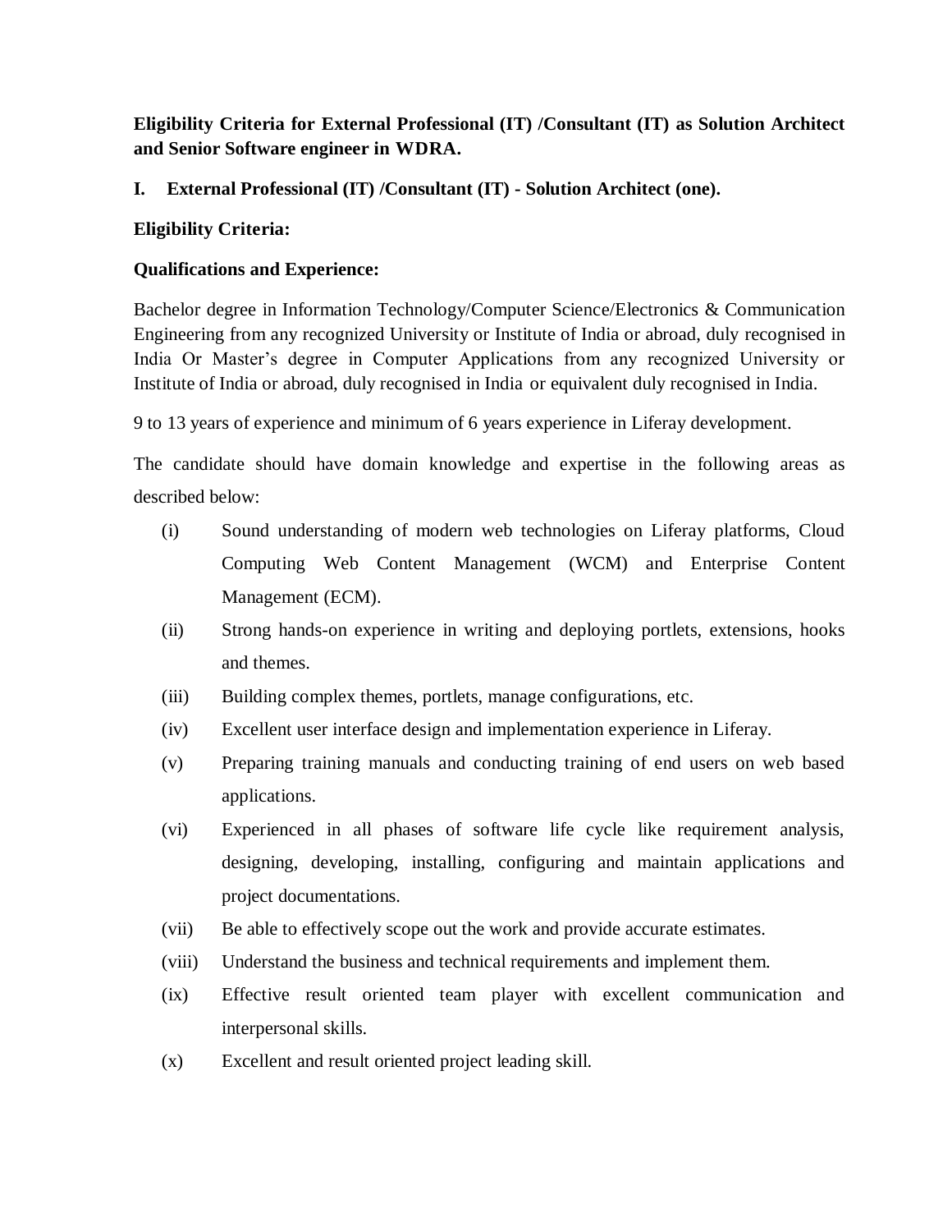**Eligibility Criteria for External Professional (IT) /Consultant (IT) as Solution Architect and Senior Software engineer in WDRA.**

## I. External Professional (IT) /Consultant (IT) - Solution Architect (one).

**Eligibility Criteria:**

**Qualifications and Experience:**

Bachelor degree in Information Technology/Computer Science/Electronics & Communication Engineering from any recognized University or Institute of India or abroad, duly recognised in India Or Master's degree in Computer Applications from any recognized University or Institute of India or abroad, duly recognised in India or equivalent duly recognised in India.

9 to 13 years of experience and minimum of 6 years experience in Liferay development.

The candidate should have domain knowledge and expertise in the following areas as described below:

(i) Sound understanding of modern web technologies on Liferay platforms, Cloud Computing Web Content Management (WCM) and Enterprise Content Management (ECM).

(ii) Strong hands-on experience in writing and deploying portlets, extensions, hooks and themes.

(iii) Building complex themes, portlets, manage configurations, etc.

(iv) Excellent user interface design and implementation experience in Liferay.

(v) Preparing training manuals and conducting training of end users on web based applications.

(vi) Experienced in all phases of software life cycle like requirement analysis, designing, developing, installing, configuring and maintain applications and project documentations.

(vii) Be able to effectively scope out the work and provide accurate estimates.

(viii) Understand the business and technical requirements and implement them.

(ix) Effective result oriented team player with excellent communication and interpersonal skills.

(x) Excellent and result oriented project leading skill.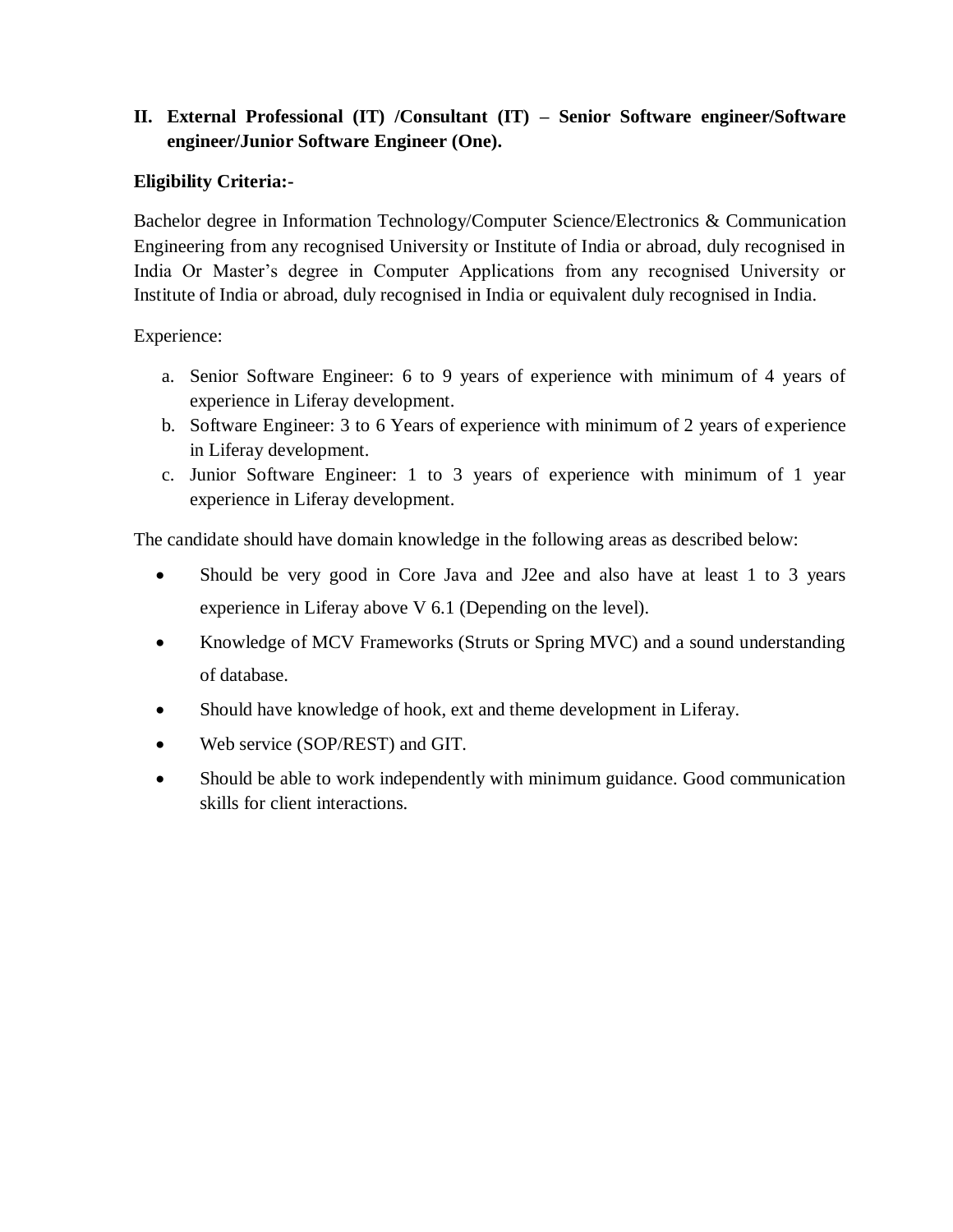## II. External Professional (IT) /Consultant (IT) – Senior Software engineer/Software engineer/Junior Software Engineer (One).

**Eligibility Criteria:-**

Bachelor degree in Information Technology/Computer Science/Electronics & Communication Engineering from any recognised University or Institute of India or abroad, duly recognised in India Or Master's degree in Computer Applications from any recognised University or Institute of India or abroad, duly recognised in India or equivalent duly recognised in India.

Experience:

a. Senior Software Engineer: 6 to 9 years of experience with minimum of 4 years of experience in Liferay development.
b. Software Engineer: 3 to 6 Years of experience with minimum of 2 years of experience in Liferay development.
c. Junior Software Engineer: 1 to 3 years of experience with minimum of 1 year experience in Liferay development.

The candidate should have domain knowledge in the following areas as described below:

- Should be very good in Core Java and J2ee and also have at least 1 to 3 years experience in Liferay above V 6.1 (Depending on the level).
- Knowledge of MCV Frameworks (Struts or Spring MVC) and a sound understanding of database.
- Should have knowledge of hook, ext and theme development in Liferay.
- Web service (SOP/REST) and GIT.
- Should be able to work independently with minimum guidance. Good communication skills for client interactions.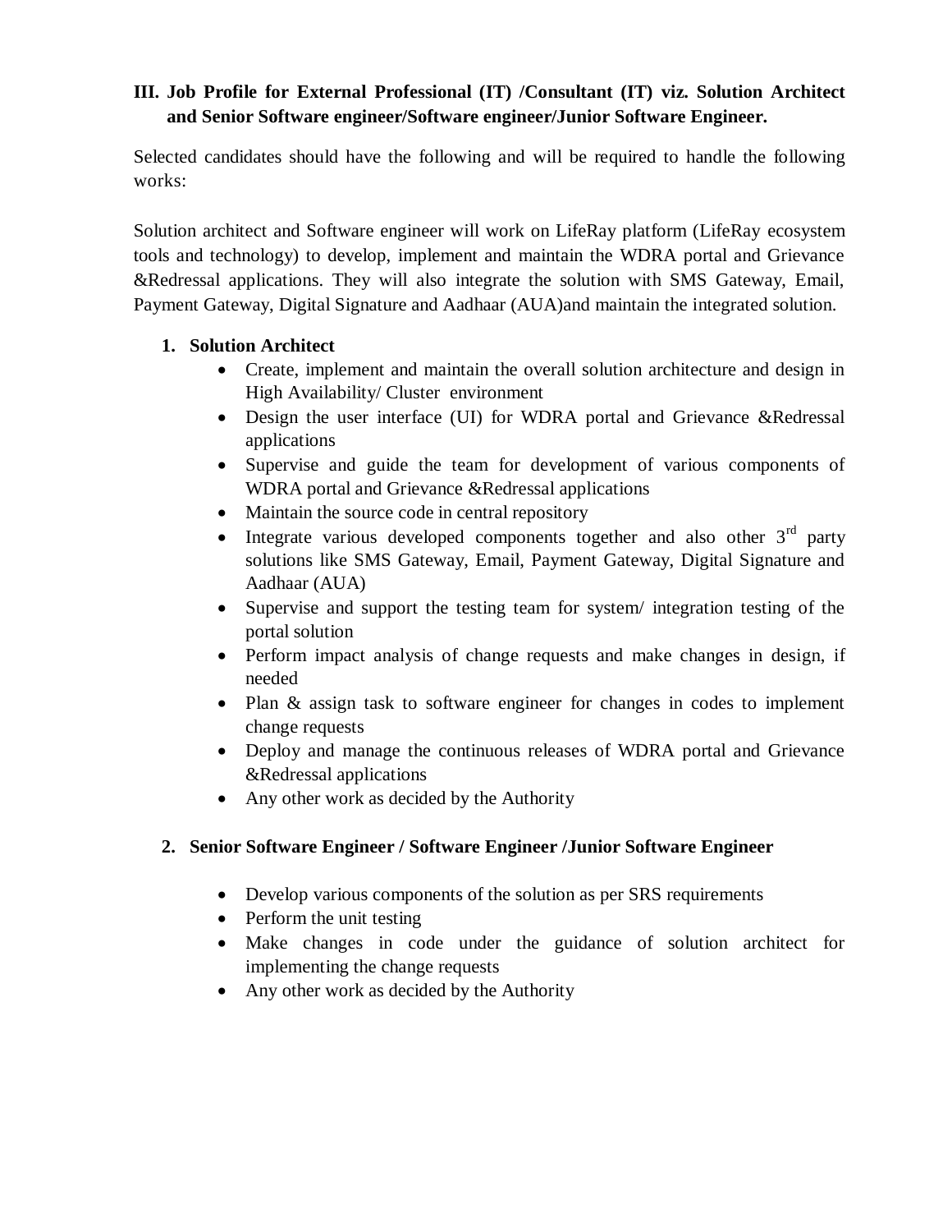**III. Job Profile for External Professional (IT) /Consultant (IT) viz. Solution Architect and Senior Software engineer/Software engineer/Junior Software Engineer.**

Selected candidates should have the following and will be required to handle the following works:

Solution architect and Software engineer will work on LifeRay platform (LifeRay ecosystem tools and technology) to develop, implement and maintain the WDRA portal and Grievance &Redressal applications. They will also integrate the solution with SMS Gateway, Email, Payment Gateway, Digital Signature and Aadhaar (AUA)and maintain the integrated solution.

1. **Solution Architect**
    - Create, implement and maintain the overall solution architecture and design in High Availability/ Cluster environment
    - Design the user interface (UI) for WDRA portal and Grievance &Redressal applications
    - Supervise and guide the team for development of various components of WDRA portal and Grievance &Redressal applications
    - Maintain the source code in central repository
    - Integrate various developed components together and also other 3rd party solutions like SMS Gateway, Email, Payment Gateway, Digital Signature and Aadhaar (AUA)
    - Supervise and support the testing team for system/ integration testing of the portal solution
    - Perform impact analysis of change requests and make changes in design, if needed
    - Plan & assign task to software engineer for changes in codes to implement change requests
    - Deploy and manage the continuous releases of WDRA portal and Grievance &Redressal applications
    - Any other work as decided by the Authority

2. **Senior Software Engineer / Software Engineer /Junior Software Engineer**
    - Develop various components of the solution as per SRS requirements
    - Perform the unit testing
    - Make changes in code under the guidance of solution architect for implementing the change requests
    - Any other work as decided by the Authority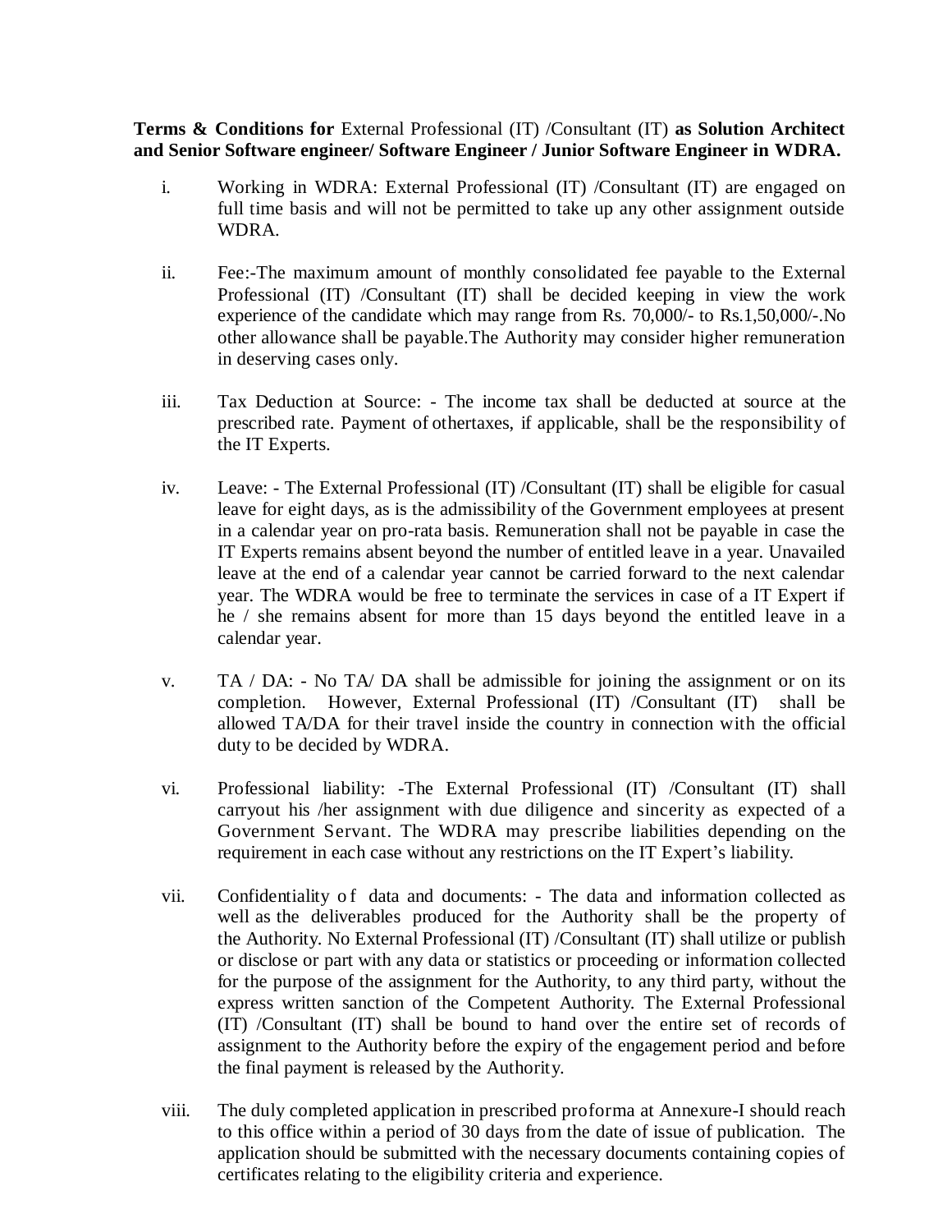**Terms & Conditions for** External Professional (IT) /Consultant (IT) **as Solution Architect and Senior Software engineer/ Software Engineer / Junior Software Engineer in WDRA.**

i. Working in WDRA: External Professional (IT) /Consultant (IT) are engaged on full time basis and will not be permitted to take up any other assignment outside WDRA.

ii. Fee:-The maximum amount of monthly consolidated fee payable to the External Professional (IT) /Consultant (IT) shall be decided keeping in view the work experience of the candidate which may range from Rs. 70,000/- to Rs.1,50,000/-.No other allowance shall be payable.The Authority may consider higher remuneration in deserving cases only.

iii. Tax Deduction at Source: - The income tax shall be deducted at source at the prescribed rate. Payment of othertaxes, if applicable, shall be the responsibility of the IT Experts.

iv. Leave: - The External Professional (IT) /Consultant (IT) shall be eligible for casual leave for eight days, as is the admissibility of the Government employees at present in a calendar year on pro-rata basis. Remuneration shall not be payable in case the IT Experts remains absent beyond the number of entitled leave in a year. Unavailed leave at the end of a calendar year cannot be carried forward to the next calendar year. The WDRA would be free to terminate the services in case of a IT Expert if he / she remains absent for more than 15 days beyond the entitled leave in a calendar year.

v. TA / DA: - No TA/ DA shall be admissible for joining the assignment or on its completion. However, External Professional (IT) /Consultant (IT) shall be allowed TA/DA for their travel inside the country in connection with the official duty to be decided by WDRA.

vi. Professional liability: -The External Professional (IT) /Consultant (IT) shall carryout his /her assignment with due diligence and sincerity as expected of a Government Servant. The WDRA may prescribe liabilities depending on the requirement in each case without any restrictions on the IT Expert's liability.

vii. Confidentiality of data and documents: - The data and information collected as well as the deliverables produced for the Authority shall be the property of the Authority. No External Professional (IT) /Consultant (IT) shall utilize or publish or disclose or part with any data or statistics or proceeding or information collected for the purpose of the assignment for the Authority, to any third party, without the express written sanction of the Competent Authority. The External Professional (IT) /Consultant (IT) shall be bound to hand over the entire set of records of assignment to the Authority before the expiry of the engagement period and before the final payment is released by the Authority.

viii. The duly completed application in prescribed proforma at Annexure-I should reach to this office within a period of 30 days from the date of issue of publication. The application should be submitted with the necessary documents containing copies of certificates relating to the eligibility criteria and experience.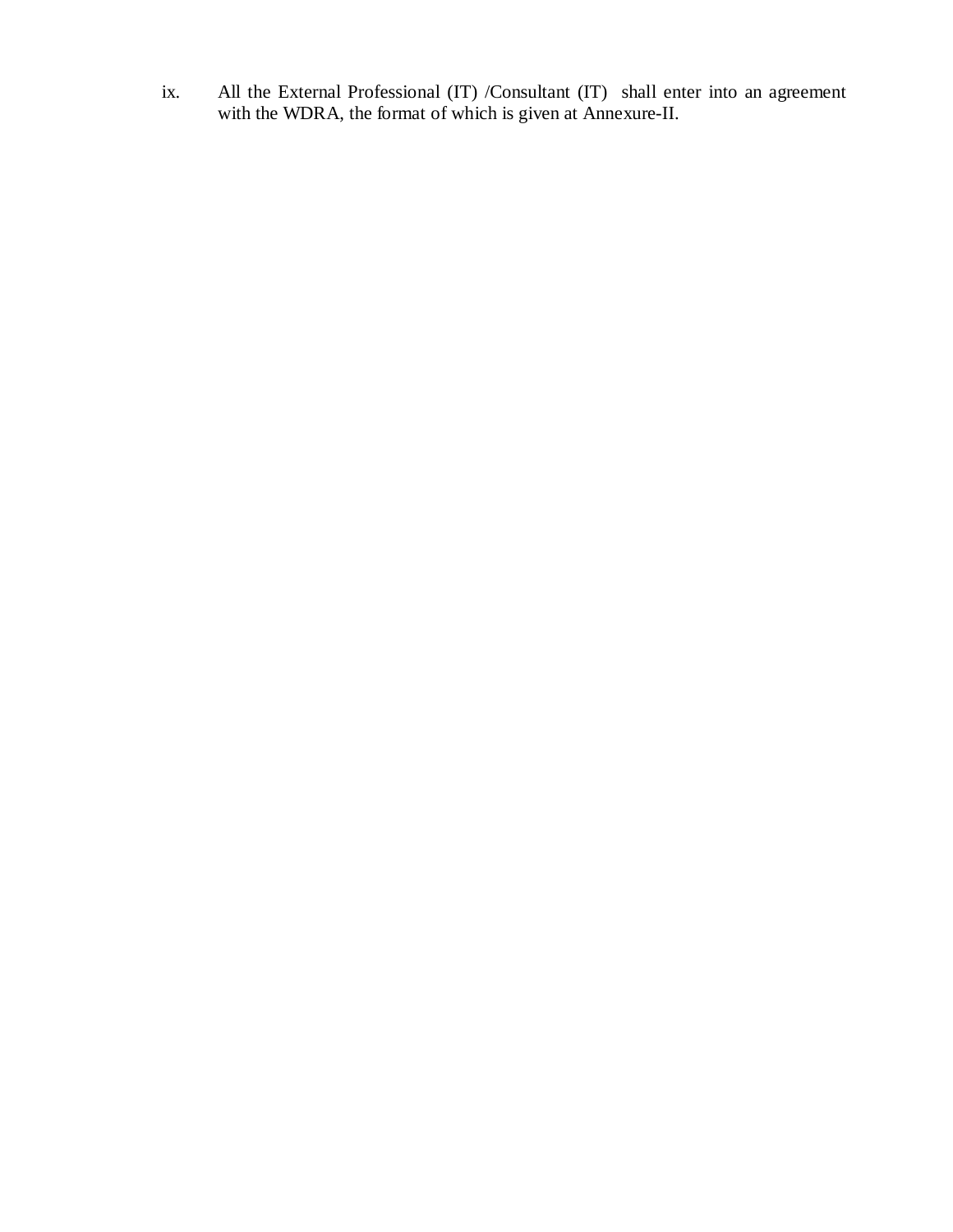ix. All the External Professional (IT) /Consultant (IT) shall enter into an agreement with the WDRA, the format of which is given at Annexure-II.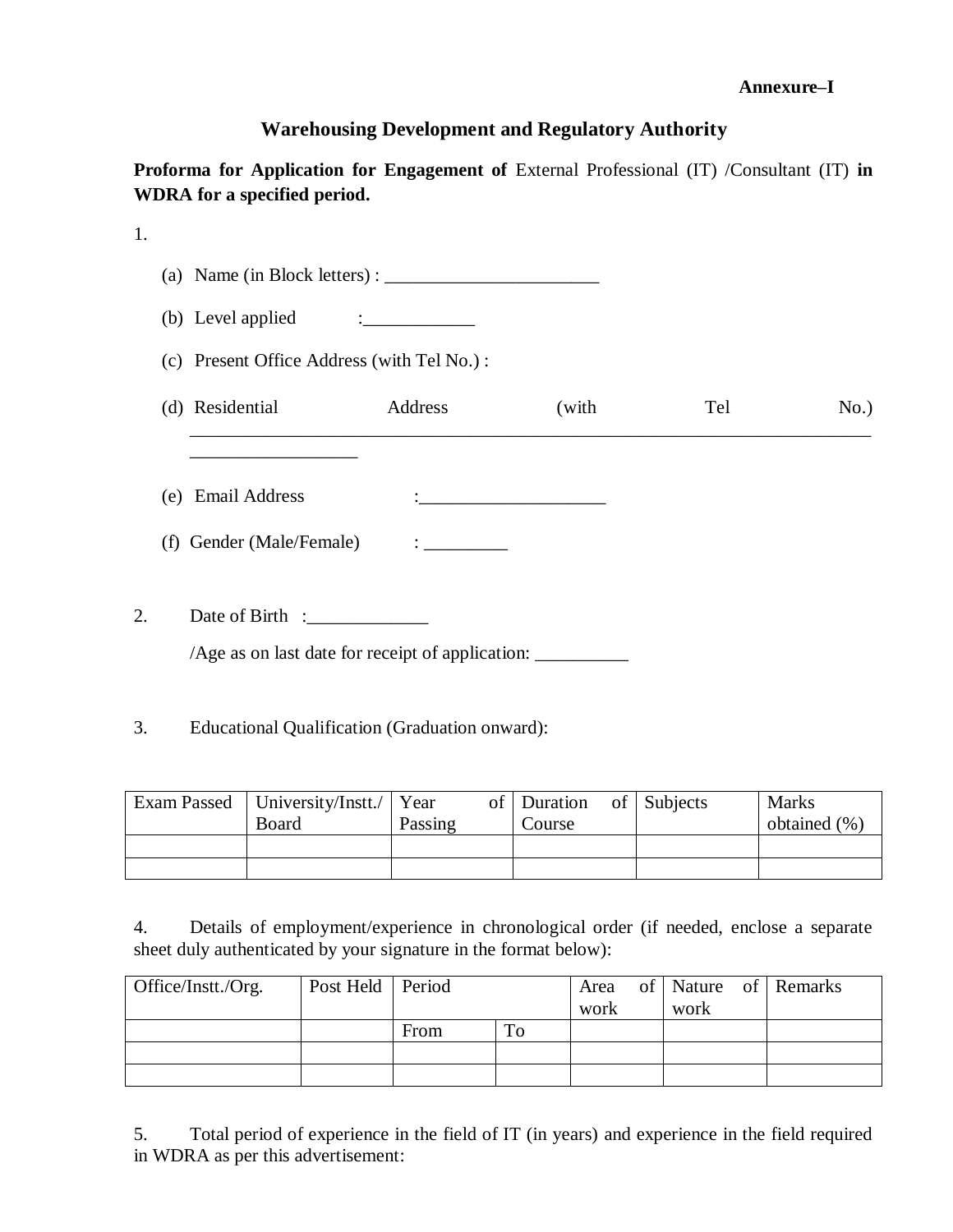**Annexure–I**

## Warehousing Development and Regulatory Authority

**Proforma for Application for Engagement of** External Professional (IT) /Consultant (IT) **in WDRA for a specified period.**

1.

(a) Name (in Block letters) : _______________________

(b) Level applied :____________

(c) Present Office Address (with Tel No.) :

(d) Residential Address (with Tel No.) ___________________________________________________________________________ __________________

(e) Email Address :___________________

(f) Gender (Male/Female) : _________

2. Date of Birth :_____________

/Age as on last date for receipt of application: __________

3. Educational Qualification (Graduation onward):

| Exam Passed | University/Instt./ Board | Year of Passing | Duration of Course | Subjects | Marks obtained (%) |
|---|---|---|---|---|---|
| | | | | | |
| | | | | | |

4. Details of employment/experience in chronological order (if needed, enclose a separate sheet duly authenticated by your signature in the format below):

| Office/Instt./Org. | Post Held | Period | | Area of work | Nature of work | Remarks |
|---|---|---|---|---|---|---|
| | | From | To | | | |
| | | | | | | |
| | | | | | | |

5. Total period of experience in the field of IT (in years) and experience in the field required in WDRA as per this advertisement: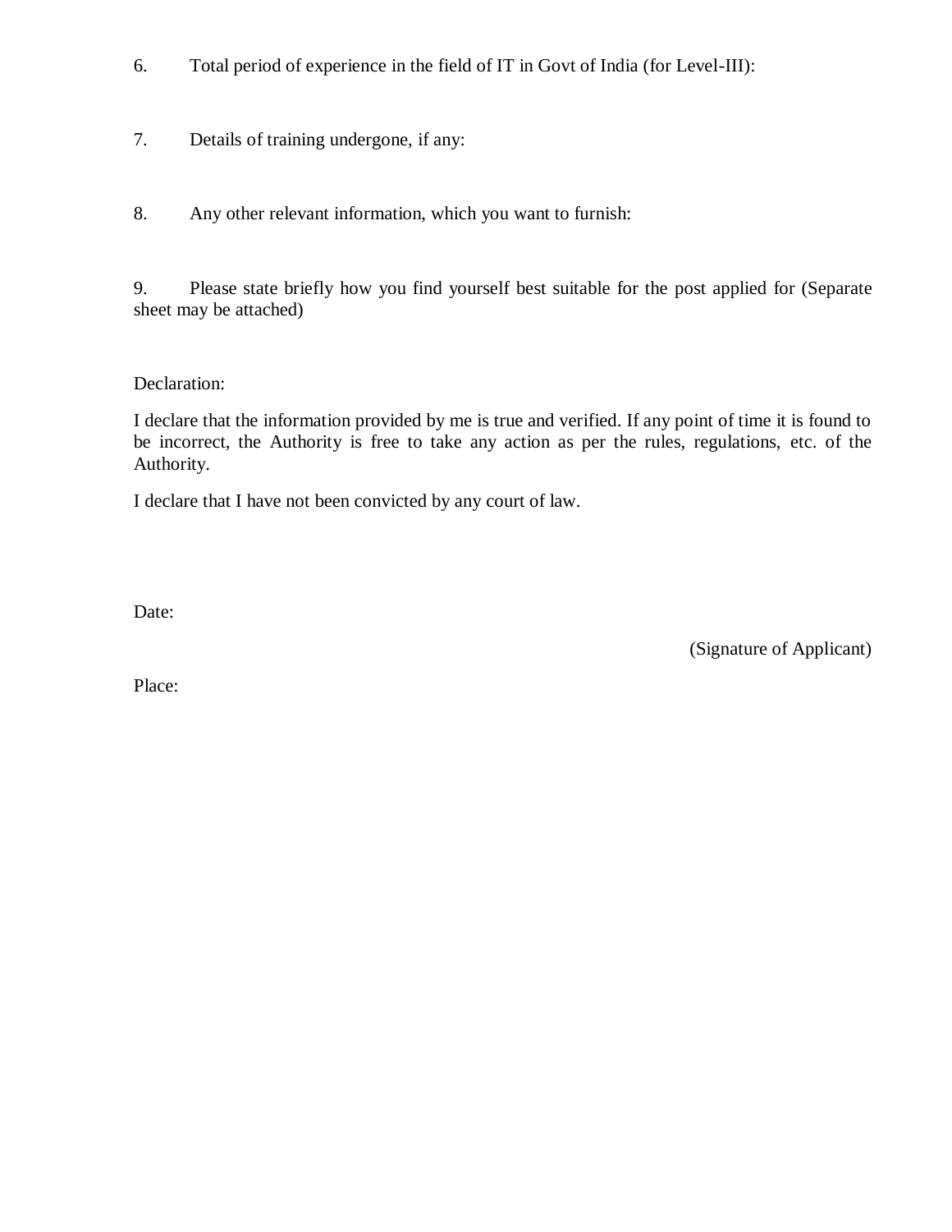6. Total period of experience in the field of IT in Govt of India (for Level-III):

7. Details of training undergone, if any:

8. Any other relevant information, which you want to furnish:

9. Please state briefly how you find yourself best suitable for the post applied for (Separate sheet may be attached)

Declaration:

I declare that the information provided by me is true and verified. If any point of time it is found to be incorrect, the Authority is free to take any action as per the rules, regulations, etc. of the Authority.

I declare that I have not been convicted by any court of law.

Date:

(Signature of Applicant)

Place: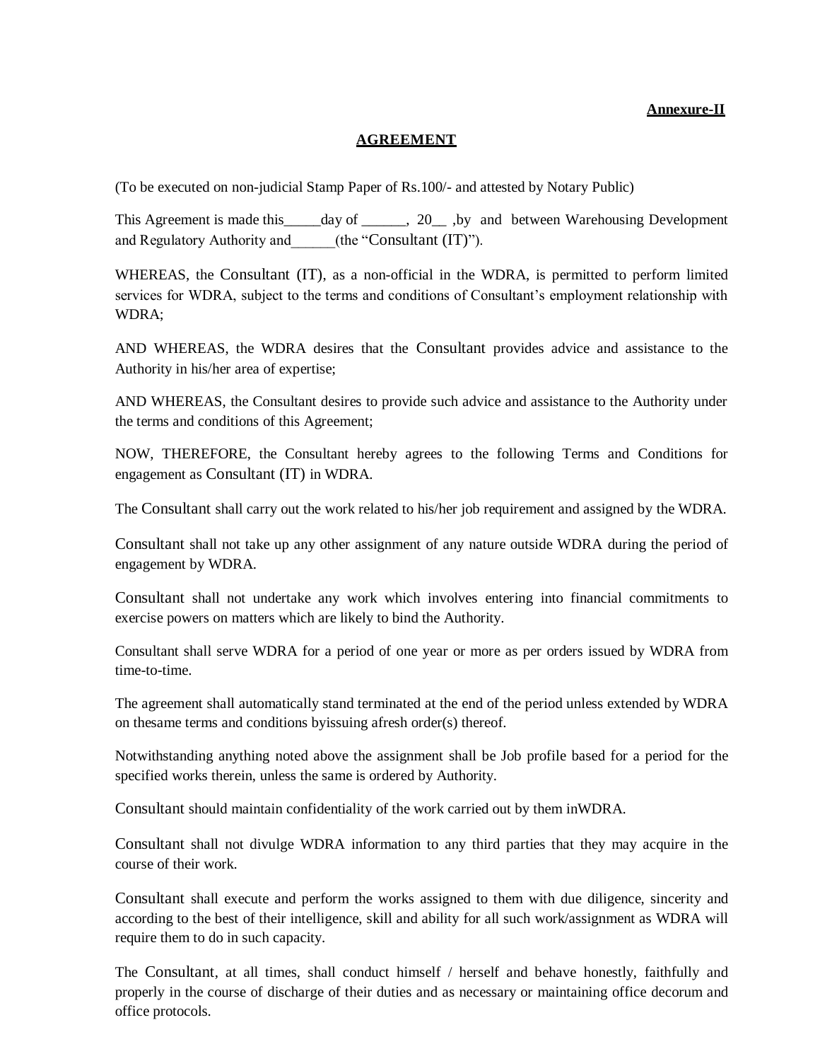**Annexure-II**

## AGREEMENT

(To be executed on non-judicial Stamp Paper of Rs.100/- and attested by Notary Public)

This Agreement is made this_____day of ______, 20__ ,by and between Warehousing Development and Regulatory Authority and______(the "Consultant (IT)").

WHEREAS, the Consultant (IT), as a non-official in the WDRA, is permitted to perform limited services for WDRA, subject to the terms and conditions of Consultant's employment relationship with WDRA;

AND WHEREAS, the WDRA desires that the Consultant provides advice and assistance to the Authority in his/her area of expertise;

AND WHEREAS, the Consultant desires to provide such advice and assistance to the Authority under the terms and conditions of this Agreement;

NOW, THEREFORE, the Consultant hereby agrees to the following Terms and Conditions for engagement as Consultant (IT) in WDRA.

The Consultant shall carry out the work related to his/her job requirement and assigned by the WDRA.

Consultant shall not take up any other assignment of any nature outside WDRA during the period of engagement by WDRA.

Consultant shall not undertake any work which involves entering into financial commitments to exercise powers on matters which are likely to bind the Authority.

Consultant shall serve WDRA for a period of one year or more as per orders issued by WDRA from time-to-time.

The agreement shall automatically stand terminated at the end of the period unless extended by WDRA on thesame terms and conditions byissuing afresh order(s) thereof.

Notwithstanding anything noted above the assignment shall be Job profile based for a period for the specified works therein, unless the same is ordered by Authority.

Consultant should maintain confidentiality of the work carried out by them inWDRA.

Consultant shall not divulge WDRA information to any third parties that they may acquire in the course of their work.

Consultant shall execute and perform the works assigned to them with due diligence, sincerity and according to the best of their intelligence, skill and ability for all such work/assignment as WDRA will require them to do in such capacity.

The Consultant, at all times, shall conduct himself / herself and behave honestly, faithfully and properly in the course of discharge of their duties and as necessary or maintaining office decorum and office protocols.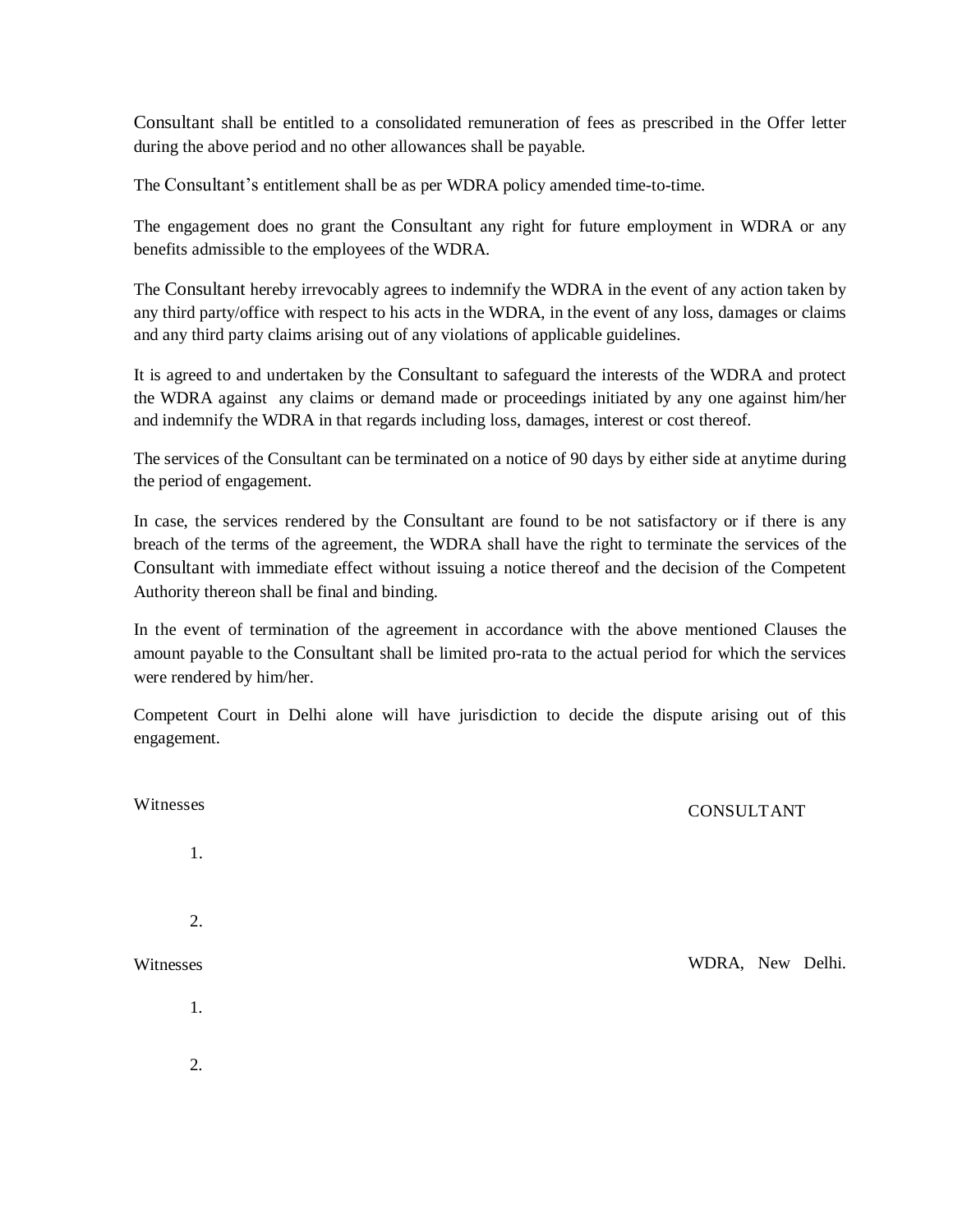Consultant shall be entitled to a consolidated remuneration of fees as prescribed in the Offer letter during the above period and no other allowances shall be payable.

The Consultant's entitlement shall be as per WDRA policy amended time-to-time.

The engagement does no grant the Consultant any right for future employment in WDRA or any benefits admissible to the employees of the WDRA.

The Consultant hereby irrevocably agrees to indemnify the WDRA in the event of any action taken by any third party/office with respect to his acts in the WDRA, in the event of any loss, damages or claims and any third party claims arising out of any violations of applicable guidelines.

It is agreed to and undertaken by the Consultant to safeguard the interests of the WDRA and protect the WDRA against any claims or demand made or proceedings initiated by any one against him/her and indemnify the WDRA in that regards including loss, damages, interest or cost thereof.

The services of the Consultant can be terminated on a notice of 90 days by either side at anytime during the period of engagement.

In case, the services rendered by the Consultant are found to be not satisfactory or if there is any breach of the terms of the agreement, the WDRA shall have the right to terminate the services of the Consultant with immediate effect without issuing a notice thereof and the decision of the Competent Authority thereon shall be final and binding.

In the event of termination of the agreement in accordance with the above mentioned Clauses the amount payable to the Consultant shall be limited pro-rata to the actual period for which the services were rendered by him/her.

Competent Court in Delhi alone will have jurisdiction to decide the dispute arising out of this engagement.

Witnesses

CONSULTANT

1.

2.

Witnesses

WDRA, New Delhi.

1.

2.